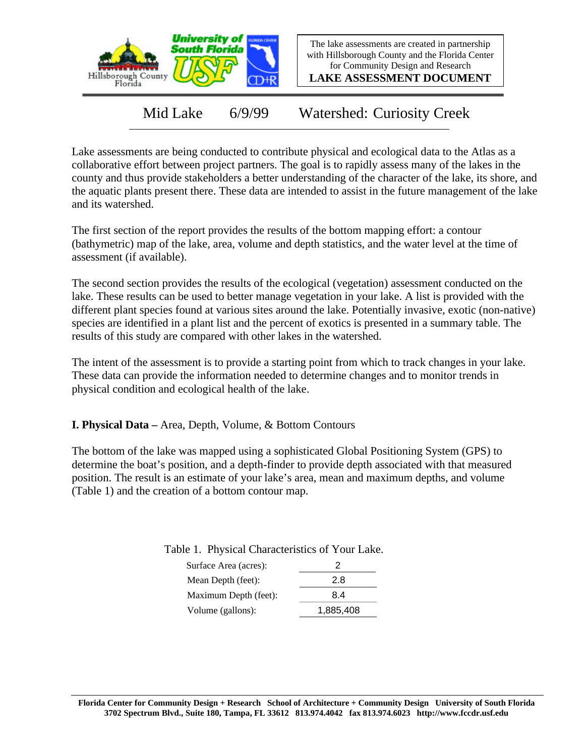The lake assessments are created in partnership with Hillsborough County and the Florida Center for Community Design and Research

**LAKE ASSESSMENT DOCUMENT**

# Mid Lake 6/9/99 Watershed: Curiosity Creek

Lake assessments are being conducted to contribute physical and ecological data to the Atlas as a collaborative effort between project partners. The goal is to rapidly assess many of the lakes in the county and thus provide stakeholders a better understanding of the character of the lake, its shore, and the aquatic plants present there. These data are intended to assist in the future management of the lake and its watershed.

The first section of the report provides the results of the bottom mapping effort: a contour (bathymetric) map of the lake, area, volume and depth statistics, and the water level at the time of assessment (if available).

The second section provides the results of the ecological (vegetation) assessment conducted on the lake. These results can be used to better manage vegetation in your lake. A list is provided with the different plant species found at various sites around the lake. Potentially invasive, exotic (non-native) species are identified in a plant list and the percent of exotics is presented in a summary table. The results of this study are compared with other lakes in the watershed.

The intent of the assessment is to provide a starting point from which to track changes in your lake. These data can provide the information needed to determine changes and to monitor trends in physical condition and ecological health of the lake.

## I. Physical Data – Area, Depth, Volume, & Bottom Contours

The bottom of the lake was mapped using a sophisticated Global Positioning System (GPS) to determine the boat's position, and a depth-finder to provide depth associated with that measured position. The result is an estimate of your lake's area, mean and maximum depths, and volume (Table 1) and the creation of a bottom contour map.

Table 1. Physical Characteristics of Your Lake.

| Characteristic | Value |
|---|---|
| Surface Area (acres): | 2 |
| Mean Depth (feet): | 2.8 |
| Maximum Depth (feet): | 8.4 |
| Volume (gallons): | 1,885,408 |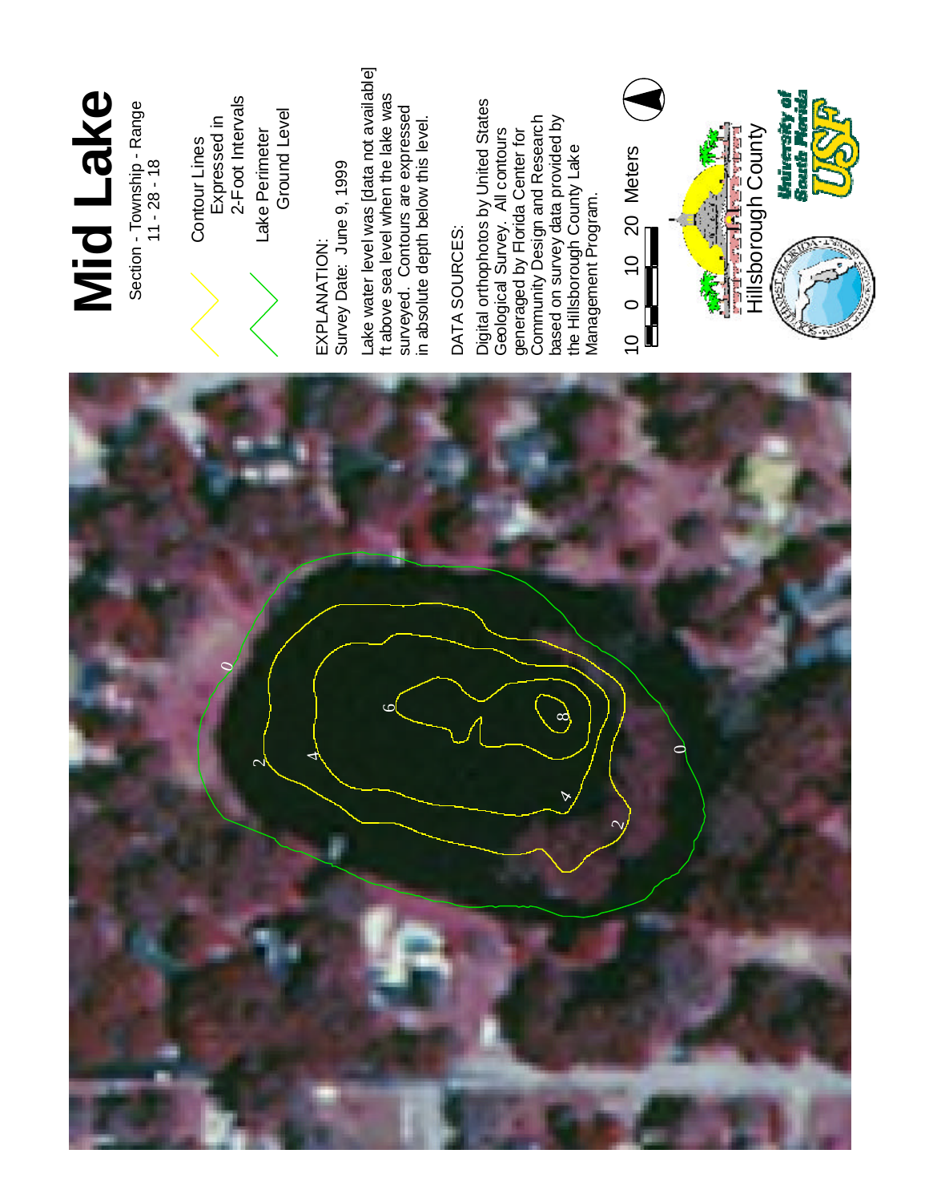# Mid Lake

Section - Township - Range
11 - 28 - 18

Contour Lines
Expressed in
2-Foot Intervals

Lake Perimeter
Ground Level

EXPLANATION:
Survey Date: June 9, 1999

Lake water level was [data not available] ft above sea level when the lake was surveyed. Contours are expressed in absolute depth below this level.

DATA SOURCES:

Digital orthophotos by United States Geological Survey. All contours generaged by Florida Center for Community Design and Research based on survey data provided by the Hillsborough County Lake Management Program.

10 0 10 20 Meters

Hillsborough County

University of South Florida USF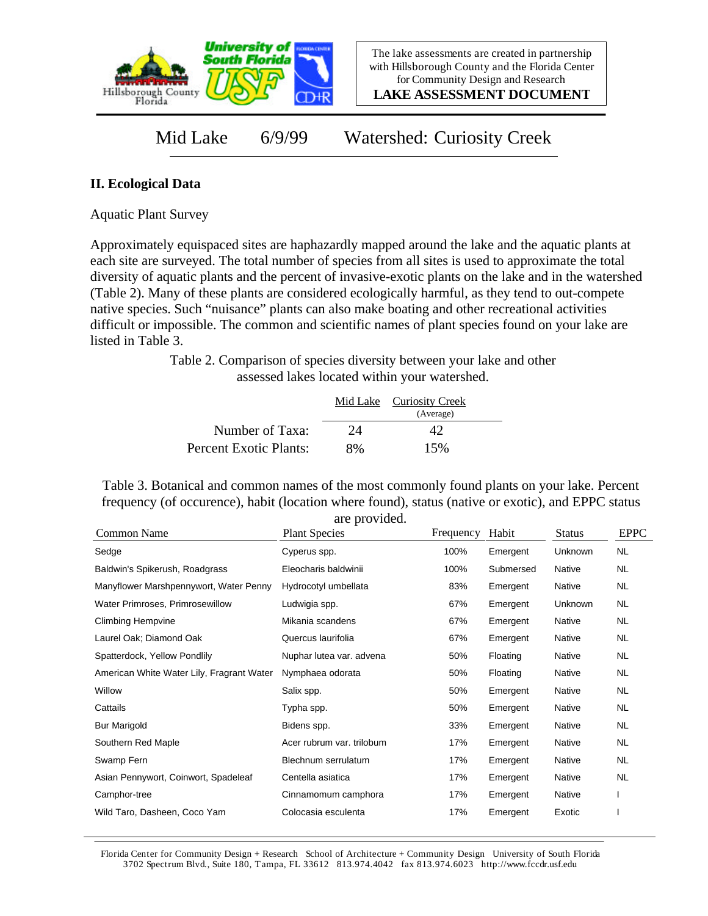Mid Lake 6/9/99 Watershed: Curiosity Creek

## II. Ecological Data

Aquatic Plant Survey

Approximately equispaced sites are haphazardly mapped around the lake and the aquatic plants at each site are surveyed. The total number of species from all sites is used to approximate the total diversity of aquatic plants and the percent of invasive-exotic plants on the lake and in the watershed (Table 2). Many of these plants are considered ecologically harmful, as they tend to out-compete native species. Such "nuisance" plants can also make boating and other recreational activities difficult or impossible. The common and scientific names of plant species found on your lake are listed in Table 3.

Table 2. Comparison of species diversity between your lake and other assessed lakes located within your watershed.

| | Mid Lake | Curiosity Creek (Average) |
|---|---|---|
| Number of Taxa: | 24 | 42 |
| Percent Exotic Plants: | 8% | 15% |

Table 3. Botanical and common names of the most commonly found plants on your lake. Percent frequency (of occurence), habit (location where found), status (native or exotic), and EPPC status are provided.

| Common Name | Plant Species | Frequency | Habit | Status | EPPC |
|---|---|---|---|---|---|
| Sedge | Cyperus spp. | 100% | Emergent | Unknown | NL |
| Baldwin's Spikerush, Roadgrass | Eleocharis baldwinii | 100% | Submersed | Native | NL |
| Manyflower Marshpennywort, Water Penny | Hydrocotyl umbellata | 83% | Emergent | Native | NL |
| Water Primroses, Primrosewillow | Ludwigia spp. | 67% | Emergent | Unknown | NL |
| Climbing Hempvine | Mikania scandens | 67% | Emergent | Native | NL |
| Laurel Oak; Diamond Oak | Quercus laurifolia | 67% | Emergent | Native | NL |
| Spatterdock, Yellow Pondlily | Nuphar lutea var. advena | 50% | Floating | Native | NL |
| American White Water Lily, Fragrant Water | Nymphaea odorata | 50% | Floating | Native | NL |
| Willow | Salix spp. | 50% | Emergent | Native | NL |
| Cattails | Typha spp. | 50% | Emergent | Native | NL |
| Bur Marigold | Bidens spp. | 33% | Emergent | Native | NL |
| Southern Red Maple | Acer rubrum var. trilobum | 17% | Emergent | Native | NL |
| Swamp Fern | Blechnum serrulatum | 17% | Emergent | Native | NL |
| Asian Pennywort, Coinwort, Spadeleaf | Centella asiatica | 17% | Emergent | Native | NL |
| Camphor-tree | Cinnamomum camphora | 17% | Emergent | Native | I |
| Wild Taro, Dasheen, Coco Yam | Colocasia esculenta | 17% | Emergent | Exotic | I |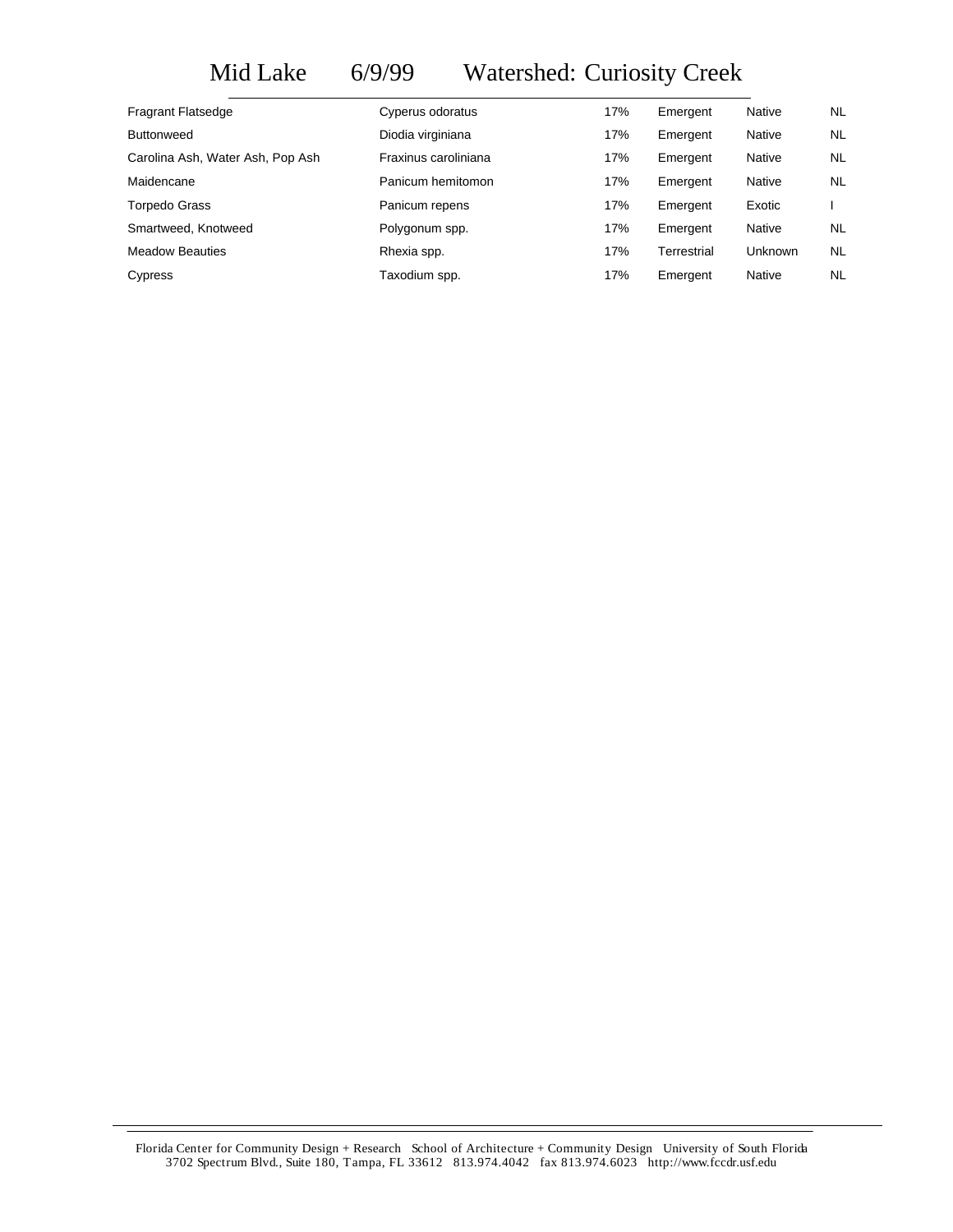# Mid Lake 6/9/99 Watershed: Curiosity Creek

| | | | | | |
|---|---|---|---|---|---|
| Fragrant Flatsedge | Cyperus odoratus | 17% | Emergent | Native | NL |
| Buttonweed | Diodia virginiana | 17% | Emergent | Native | NL |
| Carolina Ash, Water Ash, Pop Ash | Fraxinus caroliniana | 17% | Emergent | Native | NL |
| Maidencane | Panicum hemitomon | 17% | Emergent | Native | NL |
| Torpedo Grass | Panicum repens | 17% | Emergent | Exotic | I |
| Smartweed, Knotweed | Polygonum spp. | 17% | Emergent | Native | NL |
| Meadow Beauties | Rhexia spp. | 17% | Terrestrial | Unknown | NL |
| Cypress | Taxodium spp. | 17% | Emergent | Native | NL |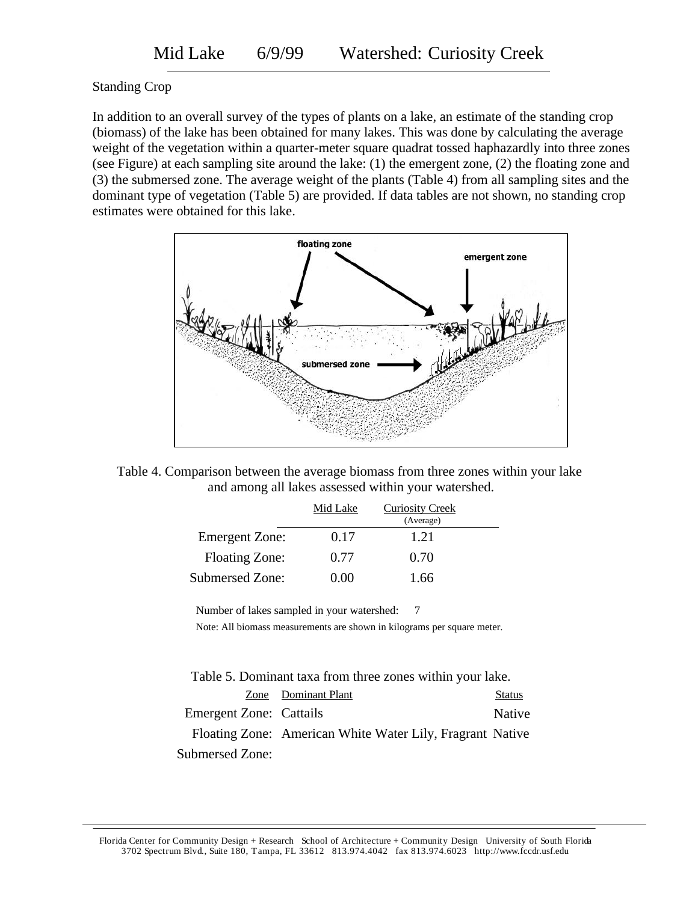# Mid Lake 6/9/99 Watershed: Curiosity Creek

Standing Crop

In addition to an overall survey of the types of plants on a lake, an estimate of the standing crop (biomass) of the lake has been obtained for many lakes. This was done by calculating the average weight of the vegetation within a quarter-meter square quadrat tossed haphazardly into three zones (see Figure) at each sampling site around the lake: (1) the emergent zone, (2) the floating zone and (3) the submersed zone. The average weight of the plants (Table 4) from all sampling sites and the dominant type of vegetation (Table 5) are provided. If data tables are not shown, no standing crop estimates were obtained for this lake.

floating zone

emergent zone

submersed zone

Table 4. Comparison between the average biomass from three zones within your lake and among all lakes assessed within your watershed.

| | Mid Lake | Curiosity Creek (Average) |
|---|---|---|
| Emergent Zone: | 0.17 | 1.21 |
| Floating Zone: | 0.77 | 0.70 |
| Submersed Zone: | 0.00 | 1.66 |

Number of lakes sampled in your watershed: 7

Note: All biomass measurements are shown in kilograms per square meter.

Table 5. Dominant taxa from three zones within your lake.

| Zone | Dominant Plant | Status |
|---|---|---|
| Emergent Zone: | Cattails | Native |
| Floating Zone: | American White Water Lily, Fragrant | Native |
| Submersed Zone: | | |

Florida Center for Community Design + Research School of Architecture + Community Design University of South Florida
3702 Spectrum Blvd., Suite 180, Tampa, FL 33612 813.974.4042 fax 813.974.6023 http://www.fccdr.usf.edu